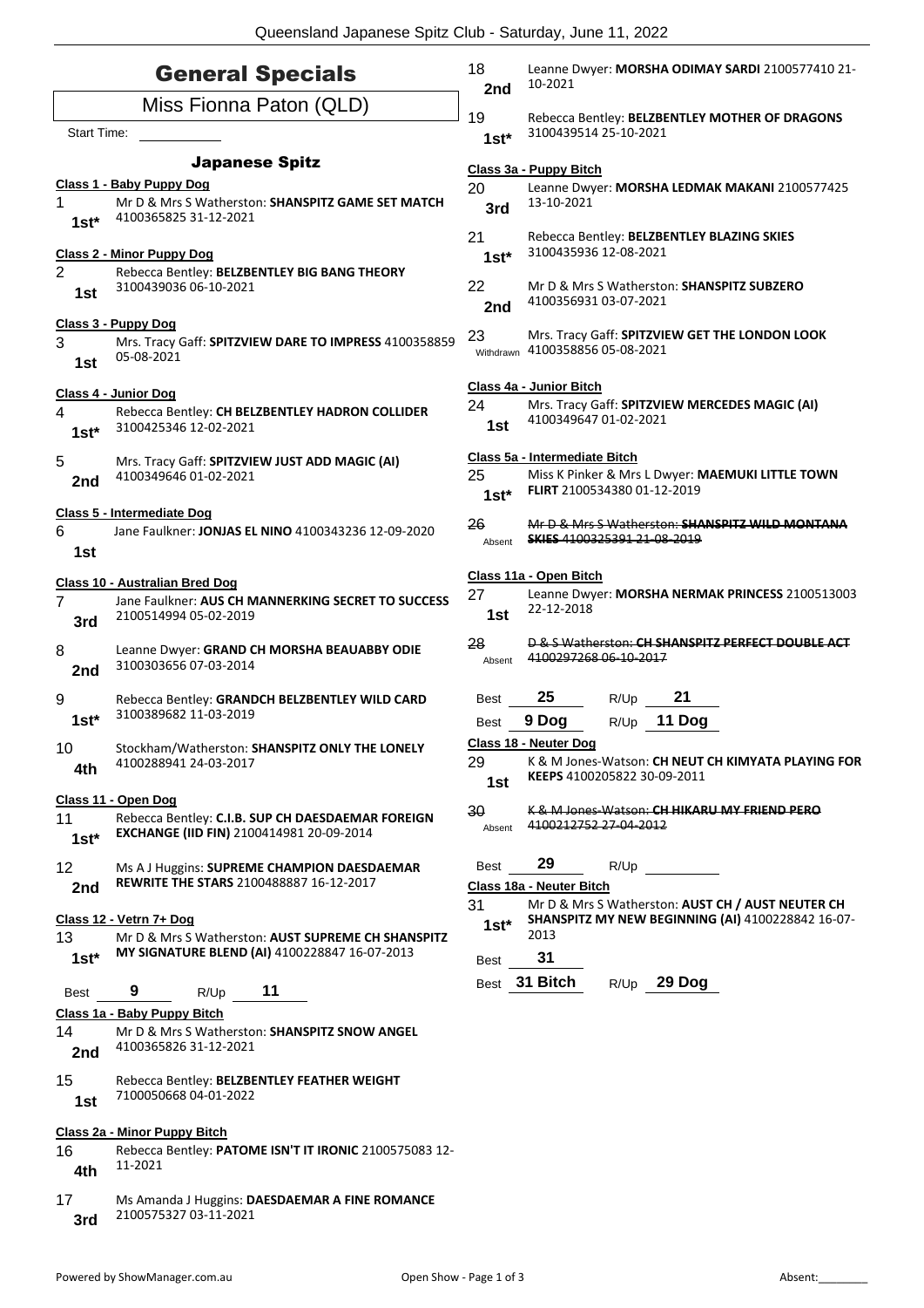# General Specials

## Miss Fionna Paton (QLD)

Start Time: ___________

### Japanese Spitz

**Class 1 - Baby Puppy Dog**

1 **1st*** Mr D & Mrs S Watherston: **SHANSPITZ GAME SET MATCH** 4100365825 31-12-2021

**Class 2 - Minor Puppy Dog**

2 **1st** Rebecca Bentley: **BELZBENTLEY BIG BANG THEORY** 3100439036 06-10-2021

**Class 3 - Puppy Dog**

3 **1st** Mrs. Tracy Gaff: **SPITZVIEW DARE TO IMPRESS** 4100358859 05-08-2021

**Class 4 - Junior Dog**

4 **1st*** Rebecca Bentley: **CH BELZBENTLEY HADRON COLLIDER** 3100425346 12-02-2021

5 **2nd** Mrs. Tracy Gaff: **SPITZVIEW JUST ADD MAGIC (AI)** 4100349646 01-02-2021

**Class 5 - Intermediate Dog**

6 **1st** Jane Faulkner: **JONJAS EL NINO** 4100343236 12-09-2020

**Class 10 - Australian Bred Dog**

7 **3rd** Jane Faulkner: **AUS CH MANNERKING SECRET TO SUCCESS** 2100514994 05-02-2019

8 **2nd** Leanne Dwyer: **GRAND CH MORSHA BEAUABBY ODIE** 3100303656 07-03-2014

9 **1st*** Rebecca Bentley: **GRANDCH BELZBENTLEY WILD CARD** 3100389682 11-03-2019

10 **4th** Stockham/Watherston: **SHANSPITZ ONLY THE LONELY** 4100288941 24-03-2017

**Class 11 - Open Dog**

11 **1st*** Rebecca Bentley: **C.I.B. SUP CH DAESDAEMAR FOREIGN EXCHANGE (IID FIN)** 2100414981 20-09-2014

12 **2nd** Ms A J Huggins: **SUPREME CHAMPION DAESDAEMAR REWRITE THE STARS** 2100488887 16-12-2017

**Class 12 - Vetrn 7+ Dog**

13 **1st*** Mr D & Mrs S Watherston: **AUST SUPREME CH SHANSPITZ MY SIGNATURE BLEND (AI)** 4100228847 16-07-2013

Best **9** R/Up **11**

**Class 1a - Baby Puppy Bitch**

14 **2nd** Mr D & Mrs S Watherston: **SHANSPITZ SNOW ANGEL** 4100365826 31-12-2021

15 **1st** Rebecca Bentley: **BELZBENTLEY FEATHER WEIGHT** 7100050668 04-01-2022

**Class 2a - Minor Puppy Bitch**

16 **4th** Rebecca Bentley: **PATOME ISN'T IT IRONIC** 2100575083 12-11-2021

17 **3rd** Ms Amanda J Huggins: **DAESDAEMAR A FINE ROMANCE** 2100575327 03-11-2021

18 **2nd** Leanne Dwyer: **MORSHA ODIMAY SARDI** 2100577410 21-10-2021

19 **1st*** Rebecca Bentley: **BELZBENTLEY MOTHER OF DRAGONS** 3100439514 25-10-2021

**Class 3a - Puppy Bitch**

20 **3rd** Leanne Dwyer: **MORSHA LEDMAK MAKANI** 2100577425 13-10-2021

21 **1st*** Rebecca Bentley: **BELZBENTLEY BLAZING SKIES** 3100435936 12-08-2021

22 **2nd** Mr D & Mrs S Watherston: **SHANSPITZ SUBZERO** 4100356931 03-07-2021

23 Withdrawn Mrs. Tracy Gaff: **SPITZVIEW GET THE LONDON LOOK** 4100358856 05-08-2021

**Class 4a - Junior Bitch**

24 **1st** Mrs. Tracy Gaff: **SPITZVIEW MERCEDES MAGIC (AI)** 4100349647 01-02-2021

**Class 5a - Intermediate Bitch**

25 **1st*** Miss K Pinker & Mrs L Dwyer: **MAEMUKI LITTLE TOWN FLIRT** 2100534380 01-12-2019

~~26~~ Absent ~~Mr D & Mrs S Watherston: **SHANSPITZ WILD MONTANA SKIES** 4100325391 21-08-2019~~

**Class 11a - Open Bitch**

27 **1st** Leanne Dwyer: **MORSHA NERMAK PRINCESS** 2100513003 22-12-2018

~~28~~ Absent ~~D & S Watherston: **CH SHANSPITZ PERFECT DOUBLE ACT** 4100297268 06-10-2017~~

Best **25** R/Up **21**

Best **9 Dog** R/Up **11 Dog**

**Class 18 - Neuter Dog**

29 **1st** K & M Jones-Watson: **CH NEUT CH KIMYATA PLAYING FOR KEEPS** 4100205822 30-09-2011

~~30~~ Absent ~~K & M Jones-Watson: **CH HIKARU MY FRIEND PERO** 4100212752 27-04-2012~~

Best **29** R/Up ___________

**Class 18a - Neuter Bitch**

31 **1st*** Mr D & Mrs S Watherston: **AUST CH / AUST NEUTER CH SHANSPITZ MY NEW BEGINNING (AI)** 4100228842 16-07-2013

Best **31**

Best **31 Bitch** R/Up **29 Dog**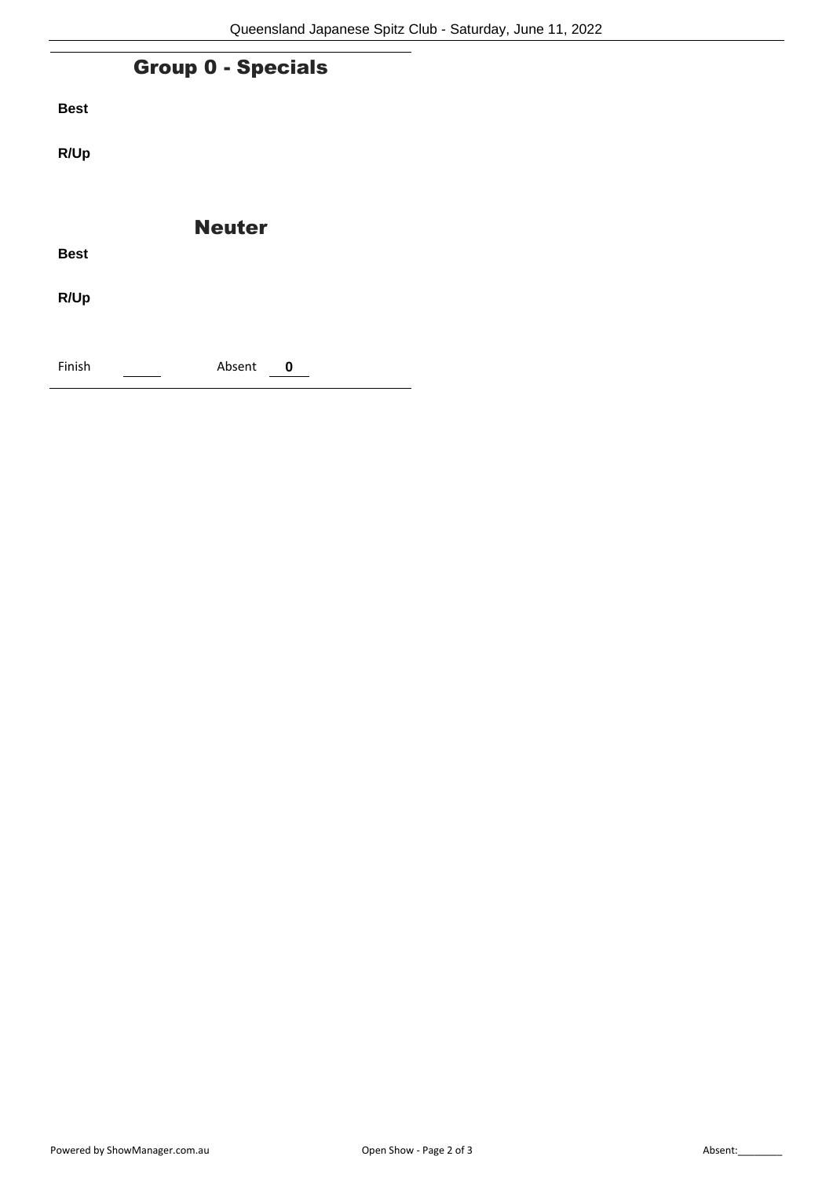## Group 0 - Specials

**Best**

**R/Up**

## Neuter

**Best**

**R/Up**

Finish ______ Absent **0**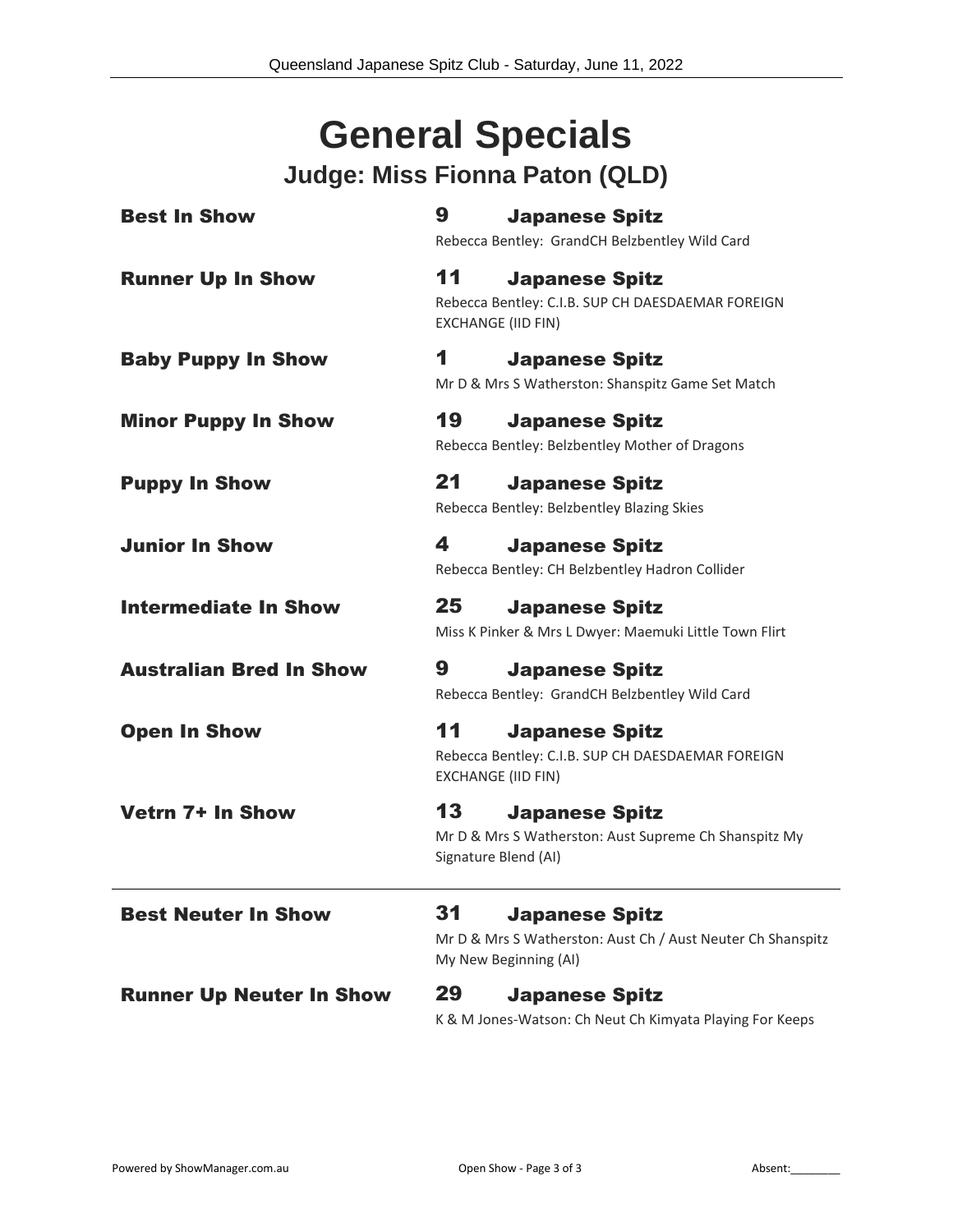# General Specials

## Judge: Miss Fionna Paton (QLD)

| | | |
|---|---|---|
| **Best In Show** | **9** | **Japanese Spitz**<br>Rebecca Bentley: GrandCH Belzbentley Wild Card |
| **Runner Up In Show** | **11** | **Japanese Spitz**<br>Rebecca Bentley: C.I.B. SUP CH DAESDAEMAR FOREIGN EXCHANGE (IID FIN) |
| **Baby Puppy In Show** | **1** | **Japanese Spitz**<br>Mr D & Mrs S Watherston: Shanspitz Game Set Match |
| **Minor Puppy In Show** | **19** | **Japanese Spitz**<br>Rebecca Bentley: Belzbentley Mother of Dragons |
| **Puppy In Show** | **21** | **Japanese Spitz**<br>Rebecca Bentley: Belzbentley Blazing Skies |
| **Junior In Show** | **4** | **Japanese Spitz**<br>Rebecca Bentley: CH Belzbentley Hadron Collider |
| **Intermediate In Show** | **25** | **Japanese Spitz**<br>Miss K Pinker & Mrs L Dwyer: Maemuki Little Town Flirt |
| **Australian Bred In Show** | **9** | **Japanese Spitz**<br>Rebecca Bentley: GrandCH Belzbentley Wild Card |
| **Open In Show** | **11** | **Japanese Spitz**<br>Rebecca Bentley: C.I.B. SUP CH DAESDAEMAR FOREIGN EXCHANGE (IID FIN) |
| **Vetrn 7+ In Show** | **13** | **Japanese Spitz**<br>Mr D & Mrs S Watherston: Aust Supreme Ch Shanspitz My Signature Blend (AI) |

---

| | | |
|---|---|---|
| **Best Neuter In Show** | **31** | **Japanese Spitz**<br>Mr D & Mrs S Watherston: Aust Ch / Aust Neuter Ch Shanspitz My New Beginning (AI) |
| **Runner Up Neuter In Show** | **29** | **Japanese Spitz**<br>K & M Jones-Watson: Ch Neut Ch Kimyata Playing For Keeps |

Absent:________